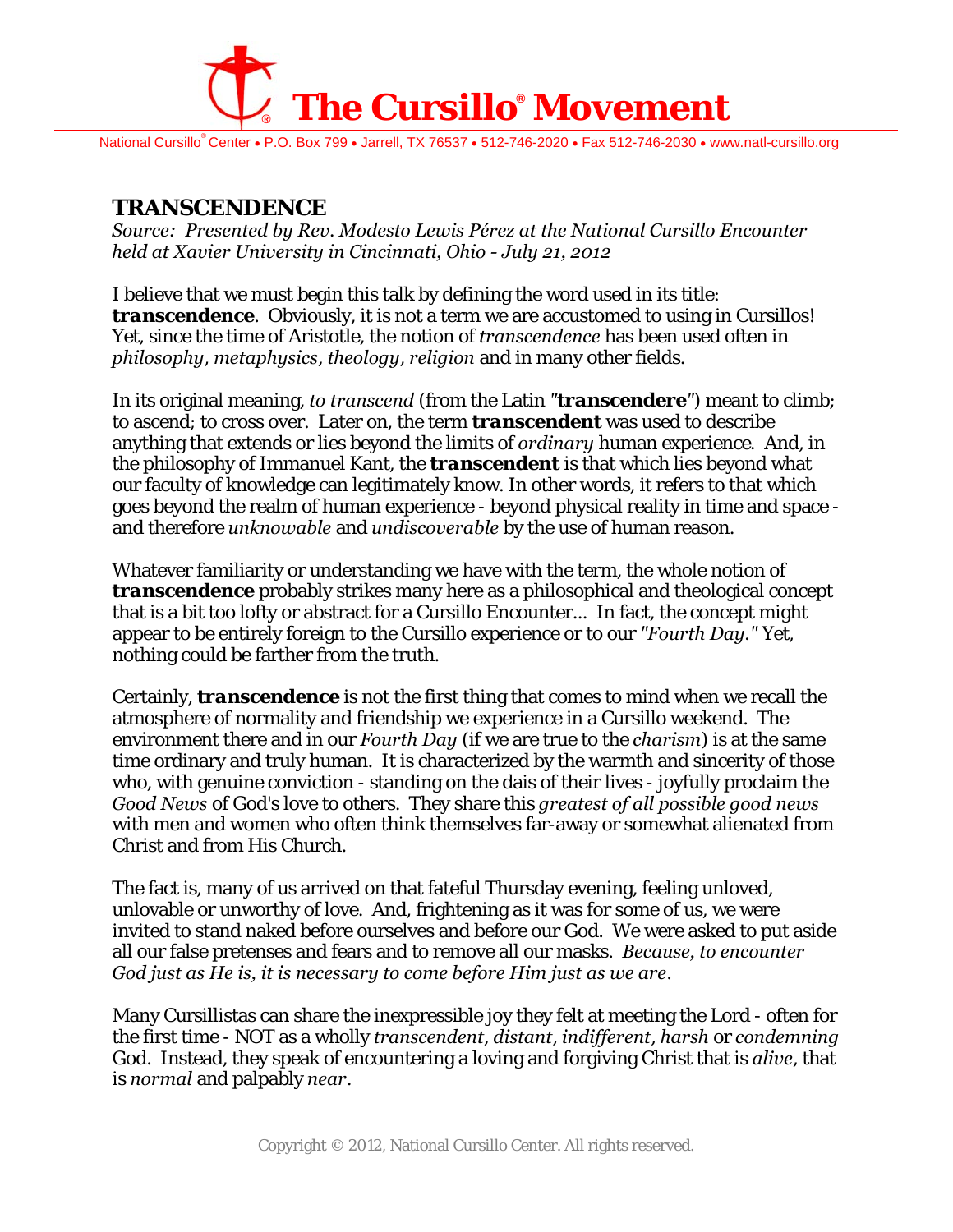# The Cursillo® Movement

National Cursillo® Center • P.O. Box 799 • Jarrell, TX 76537 • 512-746-2020 • Fax 512-746-2030 • www.natl-cursillo.org

## TRANSCENDENCE

*Source: Presented by Rev. Modesto Lewis Pérez at the National Cursillo Encounter held at Xavier University in Cincinnati, Ohio - July 21, 2012*

I believe that we must begin this talk by defining the word used in its title: ***transcendence***. Obviously, it is not a term we are accustomed to using in Cursillos! Yet, since the time of Aristotle, the notion of *transcendence* has been used often in *philosophy*, *metaphysics*, *theology*, *religion* and in many other fields.

In its original meaning, *to transcend* (from the Latin "***transcendere***") meant to climb; to ascend; to cross over. Later on, the term ***transcendent*** was used to describe anything that extends or lies beyond the limits of *ordinary* human experience. And, in the philosophy of Immanuel Kant, the ***transcendent*** is that which lies beyond what our faculty of knowledge can legitimately know. In other words, it refers to that which goes beyond the realm of human experience - beyond physical reality in time and space - and therefore *unknowable* and *undiscoverable* by the use of human reason.

Whatever familiarity or understanding we have with the term, the whole notion of ***transcendence*** probably strikes many here as a philosophical and theological concept that is a bit too lofty or abstract for a Cursillo Encounter... In fact, the concept might appear to be entirely foreign to the Cursillo experience or to our *"Fourth Day."* Yet, nothing could be farther from the truth.

Certainly, ***transcendence*** is not the first thing that comes to mind when we recall the atmosphere of normality and friendship we experience in a Cursillo weekend. The environment there and in our *Fourth Day* (if we are true to the *charism*) is at the same time ordinary and truly human. It is characterized by the warmth and sincerity of those who, with genuine conviction - standing on the dais of their lives - joyfully proclaim the *Good News* of God's love to others. They share this *greatest of all possible good news* with men and women who often think themselves far-away or somewhat alienated from Christ and from His Church.

The fact is, many of us arrived on that fateful Thursday evening, feeling unloved, unlovable or unworthy of love. And, frightening as it was for some of us, we were invited to stand naked before ourselves and before our God. We were asked to put aside all our false pretenses and fears and to remove all our masks. *Because, to encounter God just as He is, it is necessary to come before Him just as we are.*

Many Cursillistas can share the inexpressible joy they felt at meeting the Lord - often for the first time - NOT as a wholly *transcendent*, *distant*, *indifferent*, *harsh* or *condemning* God. Instead, they speak of encountering a loving and forgiving Christ that is *alive*, that is *normal* and palpably *near*.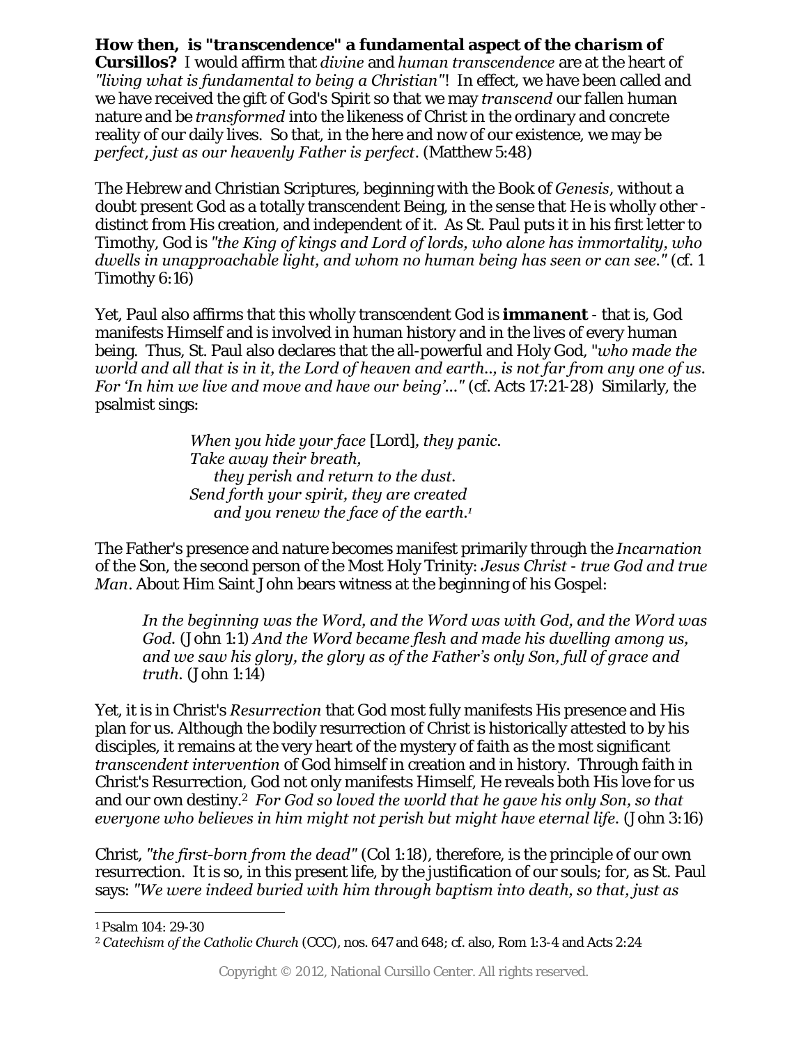***How then, is "transcendence" a fundamental aspect of the charism of Cursillos?*** I would affirm that *divine* and *human transcendence* are at the heart of *"living what is fundamental to being a Christian"*! In effect, we have been called and we have received the gift of God's Spirit so that we may *transcend* our fallen human nature and be *transformed* into the likeness of Christ in the ordinary and concrete reality of our daily lives. So that, in the here and now of our existence, we may be *perfect, just as our heavenly Father is perfect*. (Matthew 5:48)

The Hebrew and Christian Scriptures, beginning with the Book of *Genesis*, without a doubt present God as a totally transcendent Being, in the sense that He is wholly other - distinct from His creation, and independent of it. As St. Paul puts it in his first letter to Timothy, God is *"the King of kings and Lord of lords, who alone has immortality, who dwells in unapproachable light, and whom no human being has seen or can see."* (cf. 1 Timothy 6:16)

Yet, Paul also affirms that this wholly transcendent God is ***immanent*** - that is, God manifests Himself and is involved in human history and in the lives of every human being. Thus, St. Paul also declares that the all-powerful and Holy God, "*who made the world and all that is in it, the Lord of heaven and earth.., is not far from any one of us. For 'In him we live and move and have our being'..."* (cf. Acts 17:21-28) Similarly, the psalmist sings:

> *When you hide your face* [Lord], *they panic.*
> *Take away their breath,*
> *they perish and return to the dust.*
> *Send forth your spirit, they are created*
> *and you renew the face of the earth.*[1]

The Father's presence and nature becomes manifest primarily through the *Incarnation* of the Son, the second person of the Most Holy Trinity: *Jesus Christ - true God and true Man*. About Him Saint John bears witness at the beginning of his Gospel:

> *In the beginning was the Word, and the Word was with God, and the Word was God.* (John 1:1) *And the Word became flesh and made his dwelling among us, and we saw his glory, the glory as of the Father's only Son, full of grace and truth.* (John 1:14)

Yet, it is in Christ's *Resurrection* that God most fully manifests His presence and His plan for us. Although the bodily resurrection of Christ is historically attested to by his disciples, it remains at the very heart of the mystery of faith as the most significant *transcendent intervention* of God himself in creation and in history. Through faith in Christ's Resurrection, God not only manifests Himself, He reveals both His love for us and our own destiny.[2] *For God so loved the world that he gave his only Son, so that everyone who believes in him might not perish but might have eternal life.* (John 3:16)

Christ, *"the first-born from the dead"* (Col 1:18), therefore, is the principle of our own resurrection. It is so, in this present life, by the justification of our souls; for, as St. Paul says: *"We were indeed buried with him through baptism into death, so that, just as*

---

[1] Psalm 104: 29-30

[2] *Catechism of the Catholic Church* (CCC), nos. 647 and 648; cf. also, Rom 1:3-4 and Acts 2:24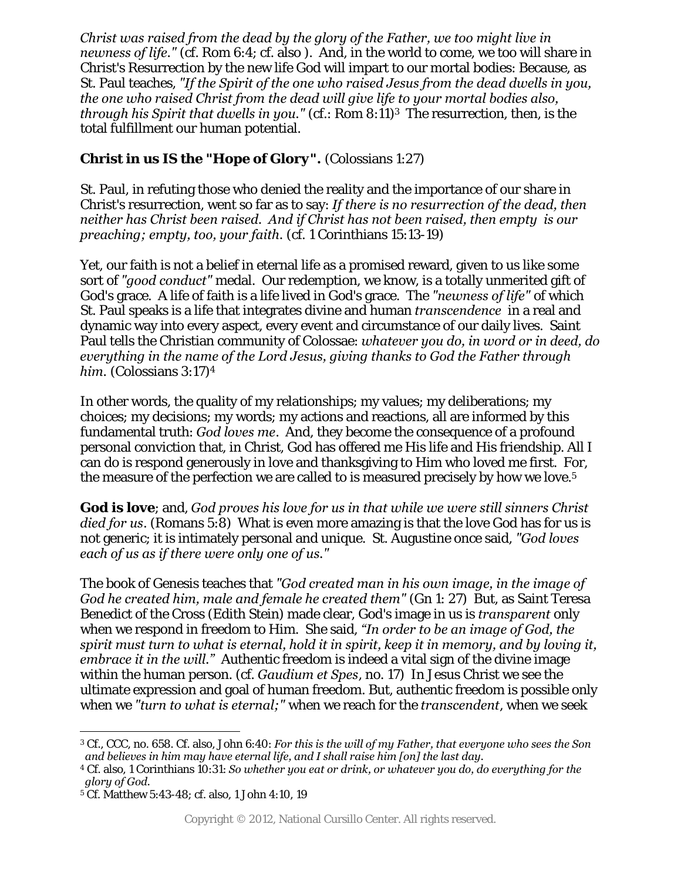*Christ was raised from the dead by the glory of the Father, we too might live in newness of life."* (cf. Rom 6:4; cf. also ). And, in the world to come, we too will share in Christ's Resurrection by the new life God will impart to our mortal bodies: Because, as St. Paul teaches, *"If the Spirit of the one who raised Jesus from the dead dwells in you, the one who raised Christ from the dead will give life to your mortal bodies also, through his Spirit that dwells in you."* (cf.: Rom 8:11)[3] The resurrection, then, is the total fulfillment our human potential.

**Christ in us IS the "Hope of Glory".** (Colossians 1:27)

St. Paul, in refuting those who denied the reality and the importance of our share in Christ's resurrection, went so far as to say: *If there is no resurrection of the dead, then neither has Christ been raised. And if Christ has not been raised, then empty is our preaching; empty, too, your faith.* (cf. 1 Corinthians 15:13-19)

Yet, our faith is not a belief in eternal life as a promised reward, given to us like some sort of *"good conduct"* medal. Our redemption, we know, is a totally unmerited gift of God's grace. A life of faith is a life lived in God's grace. The *"newness of life"* of which St. Paul speaks is a life that integrates divine and human *transcendence* in a real and dynamic way into every aspect, every event and circumstance of our daily lives. Saint Paul tells the Christian community of Colossae: *whatever you do, in word or in deed, do everything in the name of the Lord Jesus, giving thanks to God the Father through him.* (Colossians 3:17)[4]

In other words, the quality of my relationships; my values; my deliberations; my choices; my decisions; my words; my actions and reactions, all are informed by this fundamental truth: *God loves me*. And, they become the consequence of a profound personal conviction that, in Christ, God has offered me His life and His friendship. All I can do is respond generously in love and thanksgiving to Him who loved me first. For, the measure of the perfection we are called to is measured precisely by how we love.[5]

**God is love**; and, *God proves his love for us in that while we were still sinners Christ died for us.* (Romans 5:8) What is even more amazing is that the love God has for us is not generic; it is intimately personal and unique. St. Augustine once said, *"God loves each of us as if there were only one of us."*

The book of Genesis teaches that *"God created man in his own image, in the image of God he created him, male and female he created them"* (Gn 1: 27) But, as Saint Teresa Benedict of the Cross (Edith Stein) made clear, God's image in us is *transparent* only when we respond in freedom to Him. She said, *"In order to be an image of God, the spirit must turn to what is eternal, hold it in spirit, keep it in memory, and by loving it, embrace it in the will."* Authentic freedom is indeed a vital sign of the divine image within the human person. (cf. *Gaudium et Spes*, no. 17) In Jesus Christ we see the ultimate expression and goal of human freedom. But, authentic freedom is possible only when we *"turn to what is eternal;"* when we reach for the *transcendent*, when we seek

---

[3] Cf., CCC, no. 658. Cf. also, John 6:40: *For this is the will of my Father, that everyone who sees the Son and believes in him may have eternal life, and I shall raise him [on] the last day.*

[4] Cf. also, 1 Corinthians 10:31: *So whether you eat or drink, or whatever you do, do everything for the glory of God.*

[5] Cf. Matthew 5:43-48; cf. also, 1 John 4:10, 19

Copyright © 2012, National Cursillo Center. All rights reserved.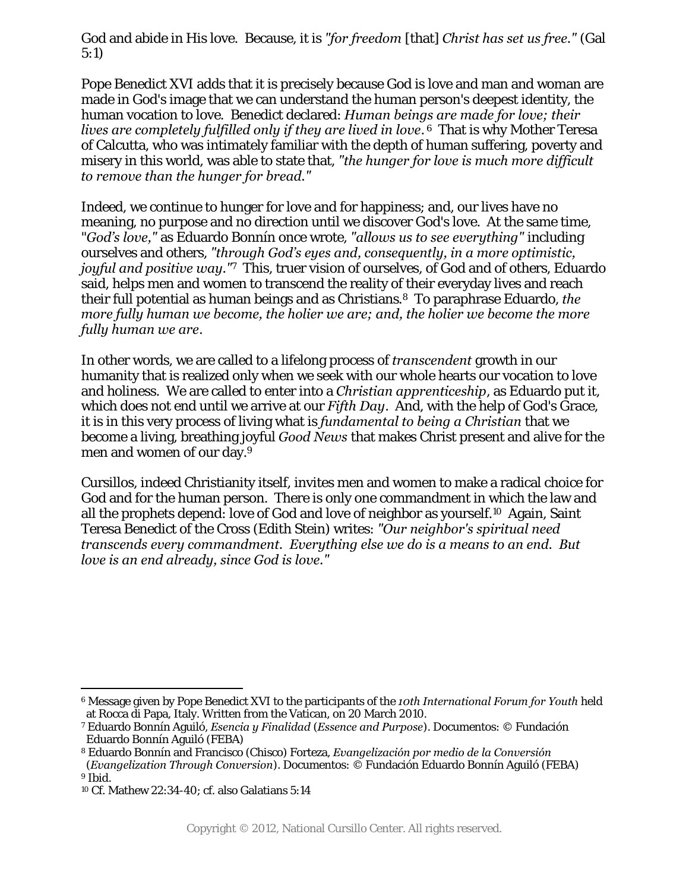God and abide in His love. Because, it is *"for freedom* [that] *Christ has set us free."* (Gal 5:1)

Pope Benedict XVI adds that it is precisely because God is love and man and woman are made in God's image that we can understand the human person's deepest identity, the human vocation to love. Benedict declared: *Human beings are made for love; their lives are completely fulfilled only if they are lived in love.*[6] That is why Mother Teresa of Calcutta, who was intimately familiar with the depth of human suffering, poverty and misery in this world, was able to state that, *"the hunger for love is much more difficult to remove than the hunger for bread."*

Indeed, we continue to hunger for love and for happiness; and, our lives have no meaning, no purpose and no direction until we discover God's love. At the same time, "*God's love*," as Eduardo Bonnín once wrote, *"allows us to see everything"* including ourselves and others, *"through God's eyes and, consequently, in a more optimistic, joyful and positive way."*[7] This, truer vision of ourselves, of God and of others, Eduardo said, helps men and women to transcend the reality of their everyday lives and reach their full potential as human beings and as Christians.[8] To paraphrase Eduardo, *the more fully human we become, the holier we are; and, the holier we become the more fully human we are.*

In other words, we are called to a lifelong process of *transcendent* growth in our humanity that is realized only when we seek with our whole hearts our vocation to love and holiness. We are called to enter into a *Christian apprenticeship*, as Eduardo put it, which does not end until we arrive at our *Fifth Day*. And, with the help of God's Grace, it is in this very process of living what is *fundamental to being a Christian* that we become a living, breathing joyful *Good News* that makes Christ present and alive for the men and women of our day.[9]

Cursillos, indeed Christianity itself, invites men and women to make a radical choice for God and for the human person. There is only one commandment in which the law and all the prophets depend: love of God and love of neighbor as yourself.[10] Again, Saint Teresa Benedict of the Cross (Edith Stein) writes: *"Our neighbor's spiritual need transcends every commandment. Everything else we do is a means to an end. But love is an end already, since God is love."*

---

[6] Message given by Pope Benedict XVI to the participants of the *10th International Forum for Youth* held at Rocca di Papa, Italy. Written from the Vatican, on 20 March 2010.

[7] Eduardo Bonnín Aguiló, *Esencia y Finalidad* (*Essence and Purpose*). Documentos: © Fundación Eduardo Bonnín Aguiló (FEBA)

[8] Eduardo Bonnín and Francisco (Chisco) Forteza, *Evangelización por medio de la Conversión* (*Evangelization Through Conversion*). Documentos: © Fundación Eduardo Bonnín Aguiló (FEBA)

[9] Ibid.

[10] Cf. Mathew 22:34-40; cf. also Galatians 5:14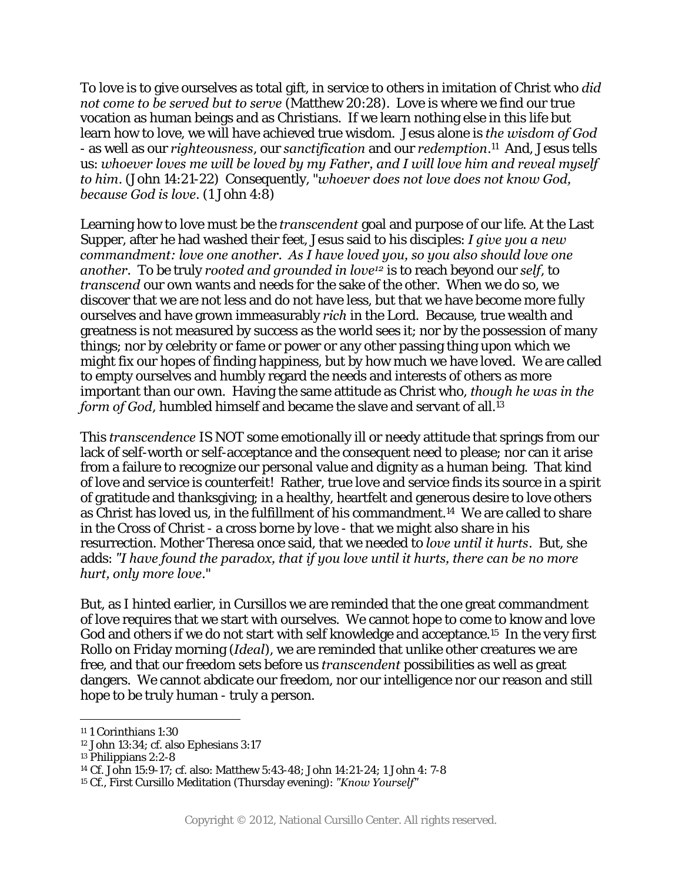To love is to give ourselves as total gift, in service to others in imitation of Christ who *did not come to be served but to serve* (Matthew 20:28). Love is where we find our true vocation as human beings and as Christians. If we learn nothing else in this life but learn how to love, we will have achieved true wisdom. Jesus alone is *the wisdom of God* - as well as our *righteousness*, our *sanctification* and our *redemption*.[11] And, Jesus tells us: *whoever loves me will be loved by my Father, and I will love him and reveal myself to him*. (John 14:21-22) Consequently, "*whoever does not love does not know God, because God is love*. (1 John 4:8)

Learning how to love must be the *transcendent* goal and purpose of our life. At the Last Supper, after he had washed their feet, Jesus said to his disciples: *I give you a new commandment: love one another. As I have loved you, so you also should love one another*. To be truly *rooted and grounded in love*[12] is to reach beyond our *self*, to *transcend* our own wants and needs for the sake of the other. When we do so, we discover that we are not less and do not have less, but that we have become more fully ourselves and have grown immeasurably *rich* in the Lord. Because, true wealth and greatness is not measured by success as the world sees it; nor by the possession of many things; nor by celebrity or fame or power or any other passing thing upon which we might fix our hopes of finding happiness, but by how much we have loved. We are called to empty ourselves and humbly regard the needs and interests of others as more important than our own. Having the same attitude as Christ who, *though he was in the form of God*, humbled himself and became the slave and servant of all.[13]

This *transcendence* IS NOT some emotionally ill or needy attitude that springs from our lack of self-worth or self-acceptance and the consequent need to please; nor can it arise from a failure to recognize our personal value and dignity as a human being. That kind of love and service is counterfeit! Rather, true love and service finds its source in a spirit of gratitude and thanksgiving; in a healthy, heartfelt and generous desire to love others as Christ has loved us, in the fulfillment of his commandment.[14] We are called to share in the Cross of Christ - a cross borne by love - that we might also share in his resurrection. Mother Theresa once said, that we needed to *love until it hurts*. But, she adds: *"I have found the paradox, that if you love until it hurts, there can be no more hurt, only more love*."

But, as I hinted earlier, in Cursillos we are reminded that the one great commandment of love requires that we start with ourselves. We cannot hope to come to know and love God and others if we do not start with self knowledge and acceptance.[15] In the very first Rollo on Friday morning (*Ideal*), we are reminded that unlike other creatures we are free, and that our freedom sets before us *transcendent* possibilities as well as great dangers. We cannot abdicate our freedom, nor our intelligence nor our reason and still hope to be truly human - truly a person.

---

[11] 1 Corinthians 1:30

[12] John 13:34; cf. also Ephesians 3:17

[13] Philippians 2:2-8

[14] Cf. John 15:9-17; cf. also: Matthew 5:43-48; John 14:21-24; 1 John 4: 7-8

[15] Cf., First Cursillo Meditation (Thursday evening): *"Know Yourself"*

Copyright © 2012, National Cursillo Center. All rights reserved.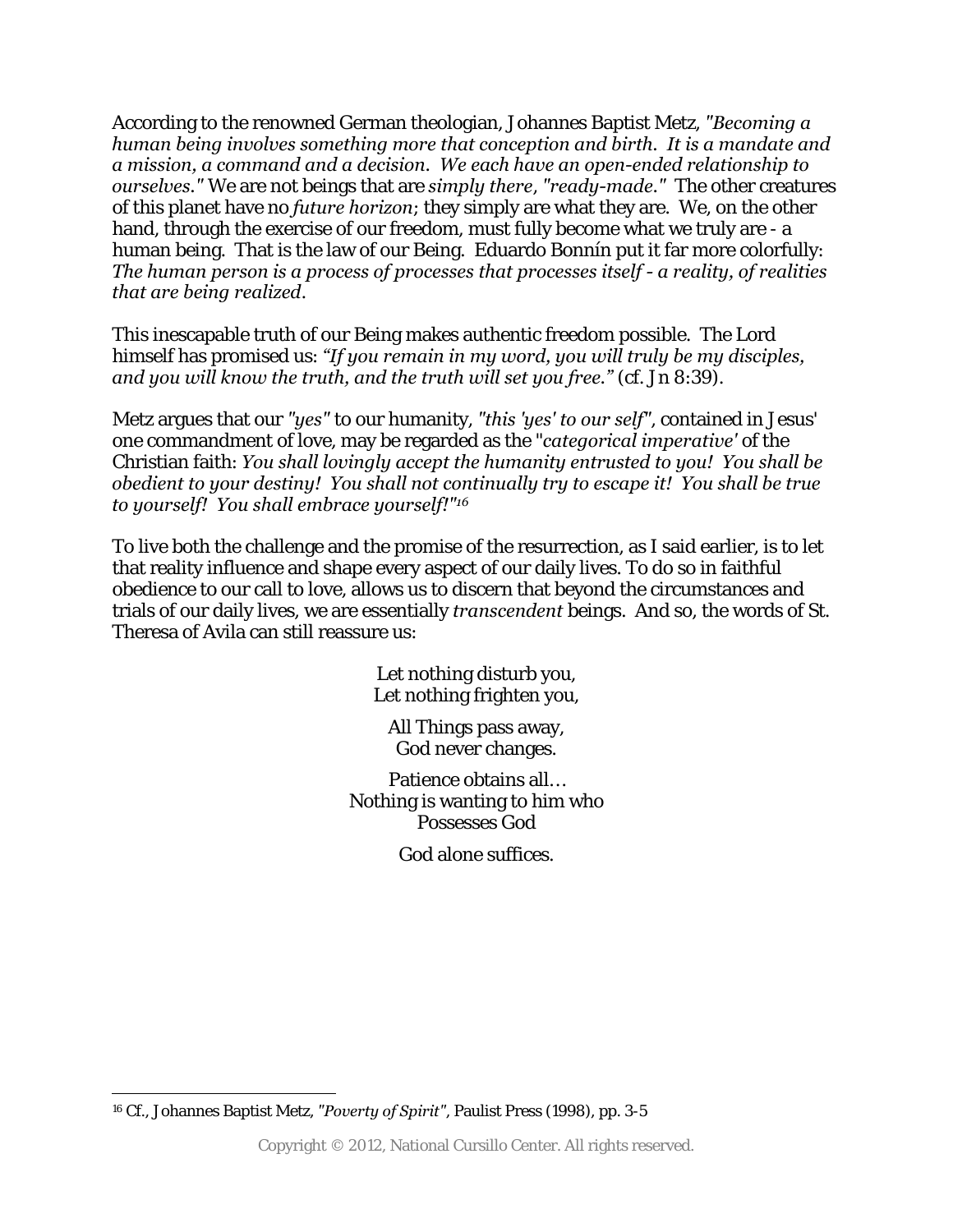According to the renowned German theologian, Johannes Baptist Metz, *"Becoming a human being involves something more that conception and birth. It is a mandate and a mission, a command and a decision. We each have an open-ended relationship to ourselves."* We are not beings that are *simply there, "ready-made."* The other creatures of this planet have no *future horizon*; they simply are what they are. We, on the other hand, through the exercise of our freedom, must fully become what we truly are - a human being. That is the law of our Being. Eduardo Bonnín put it far more colorfully: *The human person is a process of processes that processes itself - a reality, of realities that are being realized.*

This inescapable truth of our Being makes authentic freedom possible. The Lord himself has promised us: *"If you remain in my word, you will truly be my disciples, and you will know the truth, and the truth will set you free."* (cf. Jn 8:39).

Metz argues that our *"yes"* to our humanity, *"this 'yes' to our self"*, contained in Jesus' one commandment of love, may be regarded as the "*categorical imperative'* of the Christian faith: *You shall lovingly accept the humanity entrusted to you! You shall be obedient to your destiny! You shall not continually try to escape it! You shall be true to yourself! You shall embrace yourself!"*[16]

To live both the challenge and the promise of the resurrection, as I said earlier, is to let that reality influence and shape every aspect of our daily lives. To do so in faithful obedience to our call to love, allows us to discern that beyond the circumstances and trials of our daily lives, we are essentially *transcendent* beings. And so, the words of St. Theresa of Avila can still reassure us:

Let nothing disturb you,  
Let nothing frighten you,

All Things pass away,  
God never changes.

Patience obtains all…  
Nothing is wanting to him who  
Possesses God

God alone suffices.

---

[16] Cf., Johannes Baptist Metz, *"Poverty of Spirit"*, Paulist Press (1998), pp. 3-5

Copyright © 2012, National Cursillo Center. All rights reserved.